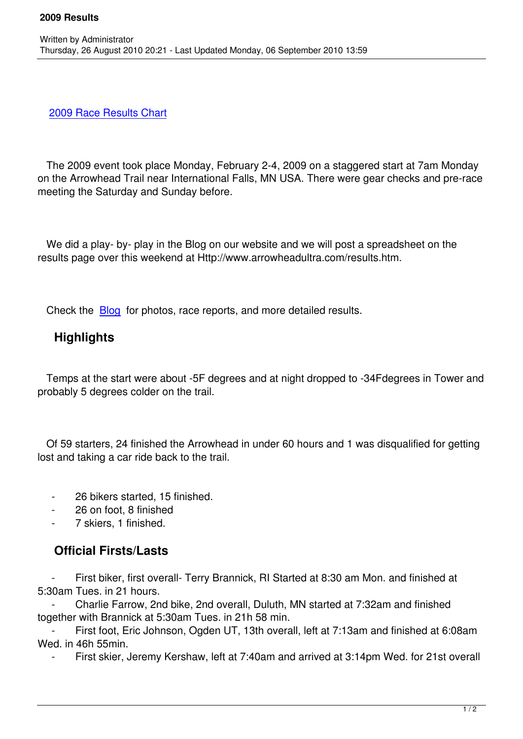# 2009 Results

Written by Administrator
Thursday, 26 August 2010 20:21 - Last Updated Monday, 06 September 2010 13:59

[2009 Race Results Chart](#)

The 2009 event took place Monday, February 2-4, 2009 on a staggered start at 7am Monday on the Arrowhead Trail near International Falls, MN USA. There were gear checks and pre-race meeting the Saturday and Sunday before.

We did a play- by- play in the Blog on our website and we will post a spreadsheet on the results page over this weekend at Http://www.arrowheadultra.com/results.htm.

Check the [Blog](#) for photos, race reports, and more detailed results.

## Highlights

Temps at the start were about -5F degrees and at night dropped to -34Fdegrees in Tower and probably 5 degrees colder on the trail.

Of 59 starters, 24 finished the Arrowhead in under 60 hours and 1 was disqualified for getting lost and taking a car ride back to the trail.

- 26 bikers started, 15 finished.
- 26 on foot, 8 finished
- 7 skiers, 1 finished.

## Official Firsts/Lasts

- First biker, first overall- Terry Brannick, RI Started at 8:30 am Mon. and finished at 5:30am Tues. in 21 hours.
- Charlie Farrow, 2nd bike, 2nd overall, Duluth, MN started at 7:32am and finished together with Brannick at 5:30am Tues. in 21h 58 min.
- First foot, Eric Johnson, Ogden UT, 13th overall, left at 7:13am and finished at 6:08am Wed. in 46h 55min.
- First skier, Jeremy Kershaw, left at 7:40am and arrived at 3:14pm Wed. for 21st overall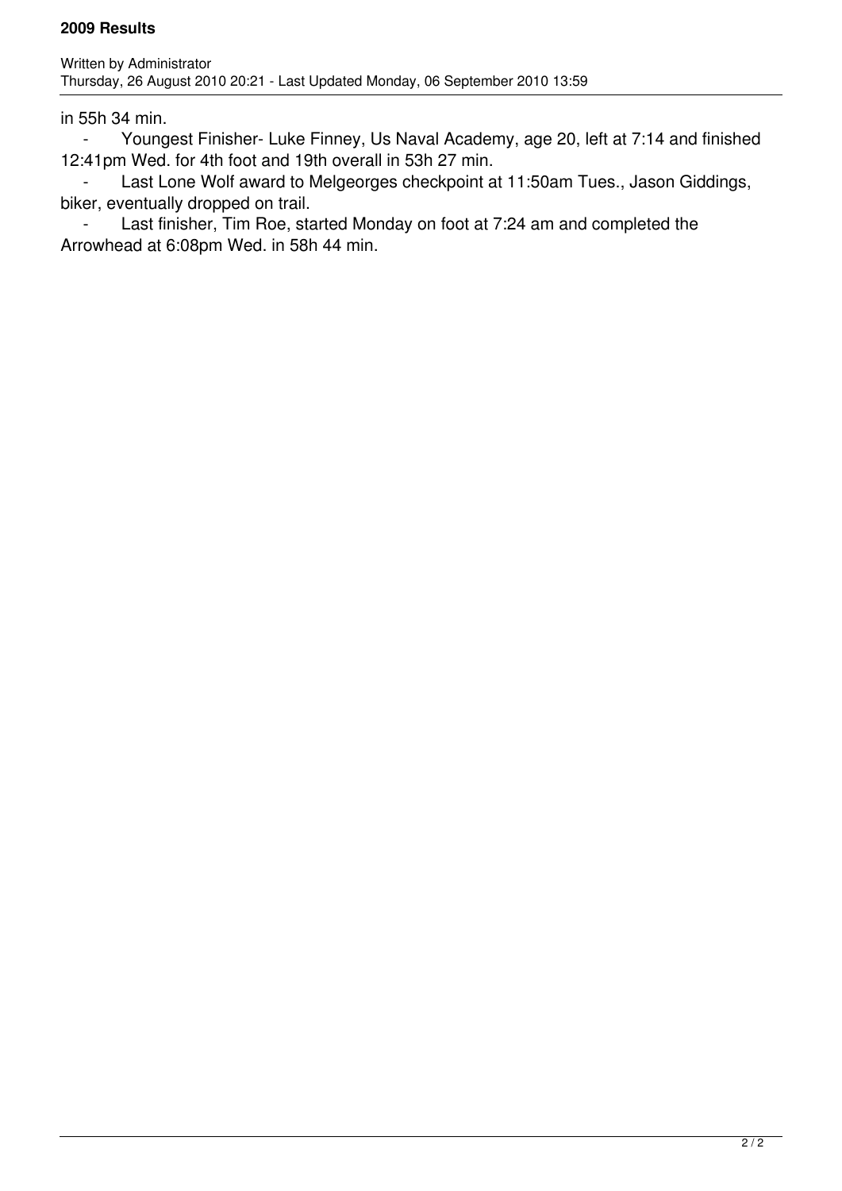in 55h 34 min.

- Youngest Finisher- Luke Finney, Us Naval Academy, age 20, left at 7:14 and finished 12:41pm Wed. for 4th foot and 19th overall in 53h 27 min.
- Last Lone Wolf award to Melgeorges checkpoint at 11:50am Tues., Jason Giddings, biker, eventually dropped on trail.
- Last finisher, Tim Roe, started Monday on foot at 7:24 am and completed the Arrowhead at 6:08pm Wed. in 58h 44 min.